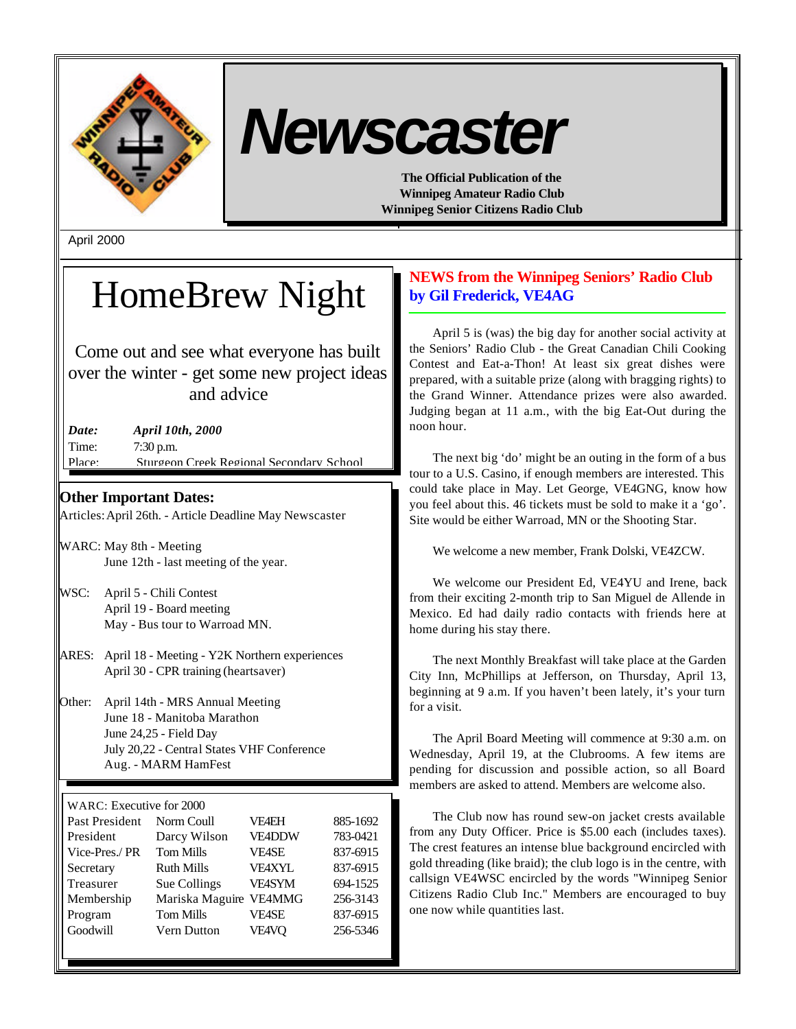# Newscaster

**The Official Publication of the Winnipeg Amateur Radio Club Winnipeg Senior Citizens Radio Club**

April 2000

# HomeBrew Night

Come out and see what everyone has built over the winter - get some new project ideas and advice

***Date:*** ***April 10th, 2000***
Time: 7:30 p.m.
Place: Sturgeon Creek Regional Secondary School

## Other Important Dates:

Articles: April 26th. - Article Deadline May Newscaster

WARC: May 8th - Meeting
June 12th - last meeting of the year.

WSC: April 5 - Chili Contest
April 19 - Board meeting
May - Bus tour to Warroad MN.

ARES: April 18 - Meeting - Y2K Northern experiences
April 30 - CPR training (heartsaver)

Other: April 14th - MRS Annual Meeting
June 18 - Manitoba Marathon
June 24,25 - Field Day
July 20,22 - Central States VHF Conference
Aug. - MARM HamFest

| WARC: Executive for 2000 | | | |
|---|---|---|---|
| Past President | Norm Coull | VE4EH | 885-1692 |
| President | Darcy Wilson | VE4DDW | 783-0421 |
| Vice-Pres./ PR | Tom Mills | VE4SE | 837-6915 |
| Secretary | Ruth Mills | VE4XYL | 837-6915 |
| Treasurer | Sue Collings | VE4SYM | 694-1525 |
| Membership | Mariska Maguire | VE4MMG | 256-3143 |
| Program | Tom Mills | VE4SE | 837-6915 |
| Goodwill | Vern Dutton | VE4VQ | 256-5346 |

## NEWS from the Winnipeg Seniors' Radio Club by Gil Frederick, VE4AG

April 5 is (was) the big day for another social activity at the Seniors' Radio Club - the Great Canadian Chili Cooking Contest and Eat-a-Thon! At least six great dishes were prepared, with a suitable prize (along with bragging rights) to the Grand Winner. Attendance prizes were also awarded. Judging began at 11 a.m., with the big Eat-Out during the noon hour.

The next big 'do' might be an outing in the form of a bus tour to a U.S. Casino, if enough members are interested. This could take place in May. Let George, VE4GNG, know how you feel about this. 46 tickets must be sold to make it a 'go'. Site would be either Warroad, MN or the Shooting Star.

We welcome a new member, Frank Dolski, VE4ZCW.

We welcome our President Ed, VE4YU and Irene, back from their exciting 2-month trip to San Miguel de Allende in Mexico. Ed had daily radio contacts with friends here at home during his stay there.

The next Monthly Breakfast will take place at the Garden City Inn, McPhillips at Jefferson, on Thursday, April 13, beginning at 9 a.m. If you haven't been lately, it's your turn for a visit.

The April Board Meeting will commence at 9:30 a.m. on Wednesday, April 19, at the Clubrooms. A few items are pending for discussion and possible action, so all Board members are asked to attend. Members are welcome also.

The Club now has round sew-on jacket crests available from any Duty Officer. Price is $5.00 each (includes taxes). The crest features an intense blue background encircled with gold threading (like braid); the club logo is in the centre, with callsign VE4WSC encircled by the words "Winnipeg Senior Citizens Radio Club Inc." Members are encouraged to buy one now while quantities last.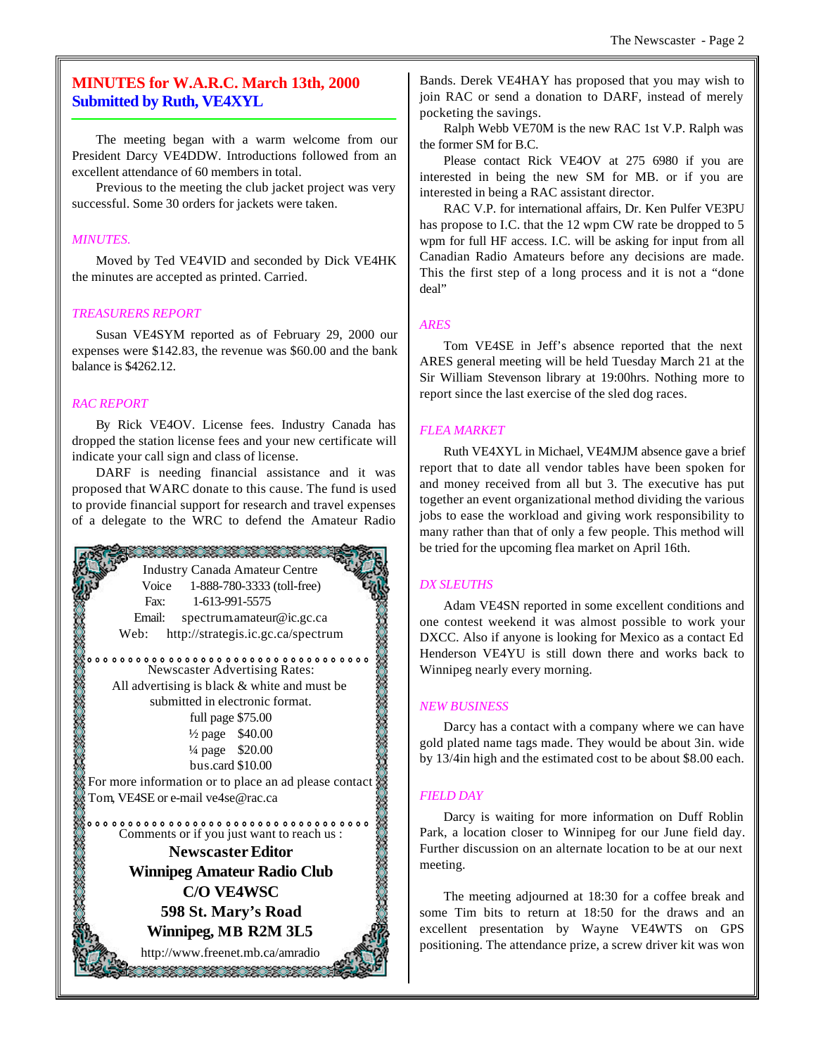## MINUTES for W.A.R.C. March 13th, 2000
## Submitted by Ruth, VE4XYL

The meeting began with a warm welcome from our President Darcy VE4DDW. Introductions followed from an excellent attendance of 60 members in total.

Previous to the meeting the club jacket project was very successful. Some 30 orders for jackets were taken.

*MINUTES.*

Moved by Ted VE4VID and seconded by Dick VE4HK the minutes are accepted as printed. Carried.

*TREASURERS REPORT*

Susan VE4SYM reported as of February 29, 2000 our expenses were $142.83, the revenue was $60.00 and the bank balance is $4262.12.

*RAC REPORT*

By Rick VE4OV. License fees. Industry Canada has dropped the station license fees and your new certificate will indicate your call sign and class of license.

DARF is needing financial assistance and it was proposed that WARC donate to this cause. The fund is used to provide financial support for research and travel expenses of a delegate to the WRC to defend the Amateur Radio Bands. Derek VE4HAY has proposed that you may wish to join RAC or send a donation to DARF, instead of merely pocketing the savings.

Ralph Webb VE70M is the new RAC 1st V.P. Ralph was the former SM for B.C.

Please contact Rick VE4OV at 275 6980 if you are interested in being the new SM for MB. or if you are interested in being a RAC assistant director.

RAC V.P. for international affairs, Dr. Ken Pulfer VE3PU has propose to I.C. that the 12 wpm CW rate be dropped to 5 wpm for full HF access. I.C. will be asking for input from all Canadian Radio Amateurs before any decisions are made. This the first step of a long process and it is not a “done deal”

*ARES*

Tom VE4SE in Jeff’s absence reported that the next ARES general meeting will be held Tuesday March 21 at the Sir William Stevenson library at 19:00hrs. Nothing more to report since the last exercise of the sled dog races.

*FLEA MARKET*

Ruth VE4XYL in Michael, VE4MJM absence gave a brief report that to date all vendor tables have been spoken for and money received from all but 3. The executive has put together an event organizational method dividing the various jobs to ease the workload and giving work responsibility to many rather than that of only a few people. This method will be tried for the upcoming flea market on April 16th.

*DX SLEUTHS*

Adam VE4SN reported in some excellent conditions and one contest weekend it was almost possible to work your DXCC. Also if anyone is looking for Mexico as a contact Ed Henderson VE4YU is still down there and works back to Winnipeg nearly every morning.

*NEW BUSINESS*

Darcy has a contact with a company where we can have gold plated name tags made. They would be about 3in. wide by 13/4in high and the estimated cost to be about $8.00 each.

*FIELD DAY*

Darcy is waiting for more information on Duff Roblin Park, a location closer to Winnipeg for our June field day. Further discussion on an alternate location to be at our next meeting.

The meeting adjourned at 18:30 for a coffee break and some Tim bits to return at 18:50 for the draws and an excellent presentation by Wayne VE4WTS on GPS positioning. The attendance prize, a screw driver kit was won

---

Industry Canada Amateur Centre
Voice 1-888-780-3333 (toll-free)
Fax: 1-613-991-5575
Email: spectrum.amateur@ic.gc.ca
Web: http://strategis.ic.gc.ca/spectrum

Newscaster Advertising Rates:
All advertising is black & white and must be submitted in electronic format.

full page $75.00
½ page $40.00
¼ page $20.00
bus.card $10.00

For more information or to place an ad please contact Tom, VE4SE or e-mail ve4se@rac.ca

Comments or if you just want to reach us :

**Newscaster Editor**
**Winnipeg Amateur Radio Club**
**C/O VE4WSC**
**598 St. Mary’s Road**
**Winnipeg, MB R2M 3L5**

http://www.freenet.mb.ca/amradio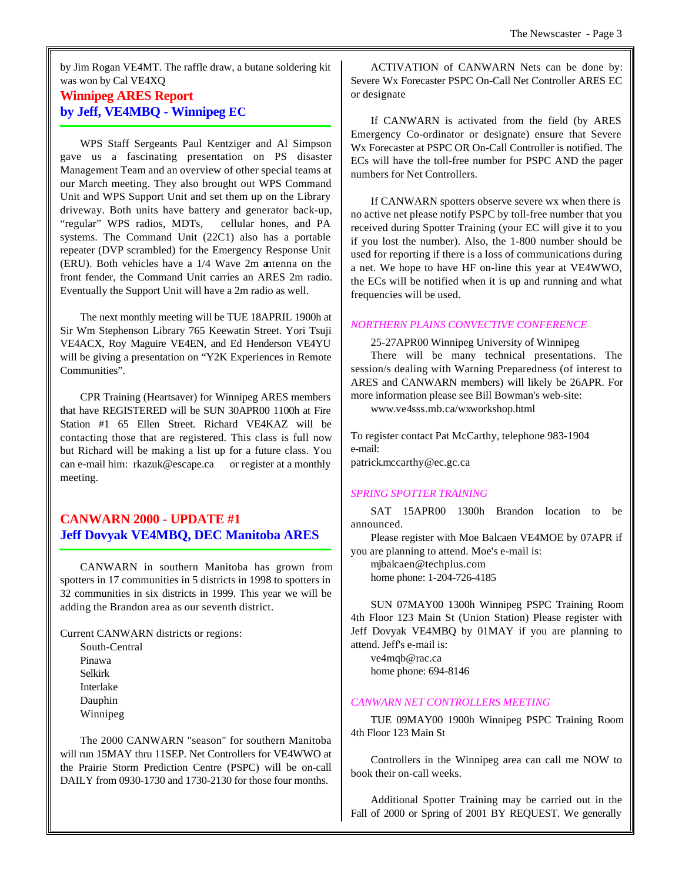by Jim Rogan VE4MT. The raffle draw, a butane soldering kit was won by Cal VE4XQ

## Winnipeg ARES Report
## by Jeff, VE4MBQ - Winnipeg EC

WPS Staff Sergeants Paul Kentziger and Al Simpson gave us a fascinating presentation on PS disaster Management Team and an overview of other special teams at our March meeting. They also brought out WPS Command Unit and WPS Support Unit and set them up on the Library driveway. Both units have battery and generator back-up, "regular" WPS radios, MDTs, cellular hones, and PA systems. The Command Unit (22C1) also has a portable repeater (DVP scrambled) for the Emergency Response Unit (ERU). Both vehicles have a 1/4 Wave 2m antenna on the front fender, the Command Unit carries an ARES 2m radio. Eventually the Support Unit will have a 2m radio as well.

The next monthly meeting will be TUE 18APRIL 1900h at Sir Wm Stephenson Library 765 Keewatin Street. Yori Tsuji VE4ACX, Roy Maguire VE4EN, and Ed Henderson VE4YU will be giving a presentation on "Y2K Experiences in Remote Communities".

CPR Training (Heartsaver) for Winnipeg ARES members that have REGISTERED will be SUN 30APR00 1100h at Fire Station #1 65 Ellen Street. Richard VE4KAZ will be contacting those that are registered. This class is full now but Richard will be making a list up for a future class. You can e-mail him: rkazuk@escape.ca or register at a monthly meeting.

## CANWARN 2000 - UPDATE #1
## Jeff Dovyak VE4MBQ, DEC Manitoba ARES

CANWARN in southern Manitoba has grown from spotters in 17 communities in 5 districts in 1998 to spotters in 32 communities in six districts in 1999. This year we will be adding the Brandon area as our seventh district.

Current CANWARN districts or regions:

- South-Central
- Pinawa
- Selkirk
- Interlake
- Dauphin
- Winnipeg

The 2000 CANWARN "season" for southern Manitoba will run 15MAY thru 11SEP. Net Controllers for VE4WWO at the Prairie Storm Prediction Centre (PSPC) will be on-call DAILY from 0930-1730 and 1730-2130 for those four months.

ACTIVATION of CANWARN Nets can be done by: Severe Wx Forecaster PSPC On-Call Net Controller ARES EC or designate

If CANWARN is activated from the field (by ARES Emergency Co-ordinator or designate) ensure that Severe Wx Forecaster at PSPC OR On-Call Controller is notified. The ECs will have the toll-free number for PSPC AND the pager numbers for Net Controllers.

If CANWARN spotters observe severe wx when there is no active net please notify PSPC by toll-free number that you received during Spotter Training (your EC will give it to you if you lost the number). Also, the 1-800 number should be used for reporting if there is a loss of communications during a net. We hope to have HF on-line this year at VE4WWO, the ECs will be notified when it is up and running and what frequencies will be used.

*NORTHERN PLAINS CONVECTIVE CONFERENCE*

25-27APR00 Winnipeg University of Winnipeg

There will be many technical presentations. The session/s dealing with Warning Preparedness (of interest to ARES and CANWARN members) will likely be 26APR. For more information please see Bill Bowman's web-site:

www.ve4sss.mb.ca/wxworkshop.html

To register contact Pat McCarthy, telephone 983-1904
e-mail:
patrick.mccarthy@ec.gc.ca

*SPRING SPOTTER TRAINING*

SAT 15APR00 1300h Brandon location to be announced.

Please register with Moe Balcaen VE4MOE by 07APR if you are planning to attend. Moe's e-mail is:

mjbalcaen@techplus.com
home phone: 1-204-726-4185

SUN 07MAY00 1300h Winnipeg PSPC Training Room 4th Floor 123 Main St (Union Station) Please register with Jeff Dovyak VE4MBQ by 01MAY if you are planning to attend. Jeff's e-mail is:

ve4mqb@rac.ca
home phone: 694-8146

*CANWARN NET CONTROLLERS MEETING*

TUE 09MAY00 1900h Winnipeg PSPC Training Room 4th Floor 123 Main St

Controllers in the Winnipeg area can call me NOW to book their on-call weeks.

Additional Spotter Training may be carried out in the Fall of 2000 or Spring of 2001 BY REQUEST. We generally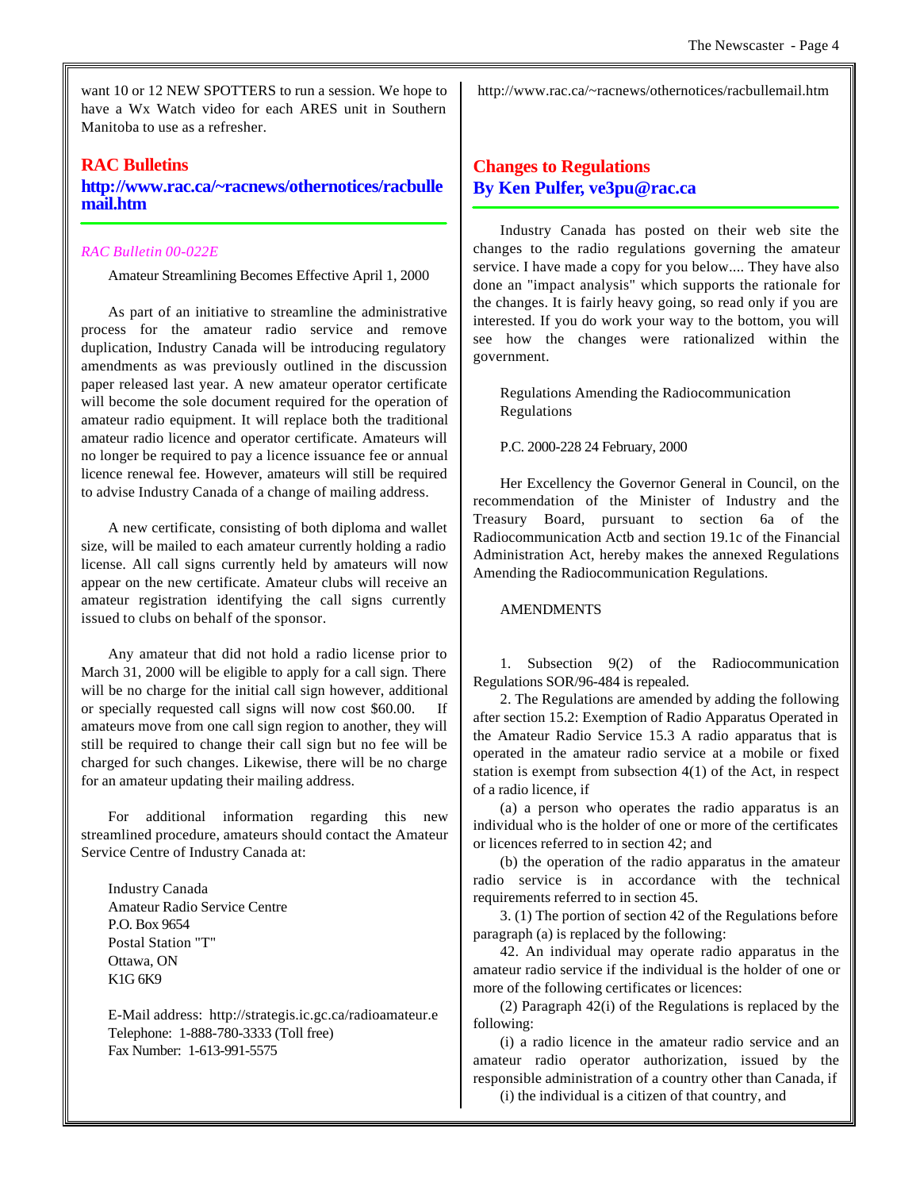want 10 or 12 NEW SPOTTERS to run a session. We hope to have a Wx Watch video for each ARES unit in Southern Manitoba to use as a refresher.

## RAC Bulletins

### http://www.rac.ca/~racnews/othernotices/racbullemail.htm

*RAC Bulletin 00-022E*

Amateur Streamlining Becomes Effective April 1, 2000

As part of an initiative to streamline the administrative process for the amateur radio service and remove duplication, Industry Canada will be introducing regulatory amendments as was previously outlined in the discussion paper released last year. A new amateur operator certificate will become the sole document required for the operation of amateur radio equipment. It will replace both the traditional amateur radio licence and operator certificate. Amateurs will no longer be required to pay a licence issuance fee or annual licence renewal fee. However, amateurs will still be required to advise Industry Canada of a change of mailing address.

A new certificate, consisting of both diploma and wallet size, will be mailed to each amateur currently holding a radio license. All call signs currently held by amateurs will now appear on the new certificate. Amateur clubs will receive an amateur registration identifying the call signs currently issued to clubs on behalf of the sponsor.

Any amateur that did not hold a radio license prior to March 31, 2000 will be eligible to apply for a call sign. There will be no charge for the initial call sign however, additional or specially requested call signs will now cost $60.00. If amateurs move from one call sign region to another, they will still be required to change their call sign but no fee will be charged for such changes. Likewise, there will be no charge for an amateur updating their mailing address.

For additional information regarding this new streamlined procedure, amateurs should contact the Amateur Service Centre of Industry Canada at:

Industry Canada
Amateur Radio Service Centre
P.O. Box 9654
Postal Station "T"
Ottawa, ON
K1G 6K9

E-Mail address: http://strategis.ic.gc.ca/radioamateur.e
Telephone: 1-888-780-3333 (Toll free)
Fax Number: 1-613-991-5575

http://www.rac.ca/~racnews/othernotices/racbullemail.htm

## Changes to Regulations
## By Ken Pulfer, ve3pu@rac.ca

Industry Canada has posted on their web site the changes to the radio regulations governing the amateur service. I have made a copy for you below.... They have also done an "impact analysis" which supports the rationale for the changes. It is fairly heavy going, so read only if you are interested. If you do work your way to the bottom, you will see how the changes were rationalized within the government.

Regulations Amending the Radiocommunication Regulations

P.C. 2000-228 24 February, 2000

Her Excellency the Governor General in Council, on the recommendation of the Minister of Industry and the Treasury Board, pursuant to section 6a of the Radiocommunication Actb and section 19.1c of the Financial Administration Act, hereby makes the annexed Regulations Amending the Radiocommunication Regulations.

AMENDMENTS

1. Subsection 9(2) of the Radiocommunication Regulations SOR/96-484 is repealed.

2. The Regulations are amended by adding the following after section 15.2: Exemption of Radio Apparatus Operated in the Amateur Radio Service 15.3 A radio apparatus that is operated in the amateur radio service at a mobile or fixed station is exempt from subsection 4(1) of the Act, in respect of a radio licence, if

(a) a person who operates the radio apparatus is an individual who is the holder of one or more of the certificates or licences referred to in section 42; and

(b) the operation of the radio apparatus in the amateur radio service is in accordance with the technical requirements referred to in section 45.

3. (1) The portion of section 42 of the Regulations before paragraph (a) is replaced by the following:

42. An individual may operate radio apparatus in the amateur radio service if the individual is the holder of one or more of the following certificates or licences:

(2) Paragraph 42(i) of the Regulations is replaced by the following:

(i) a radio licence in the amateur radio service and an amateur radio operator authorization, issued by the responsible administration of a country other than Canada, if

(i) the individual is a citizen of that country, and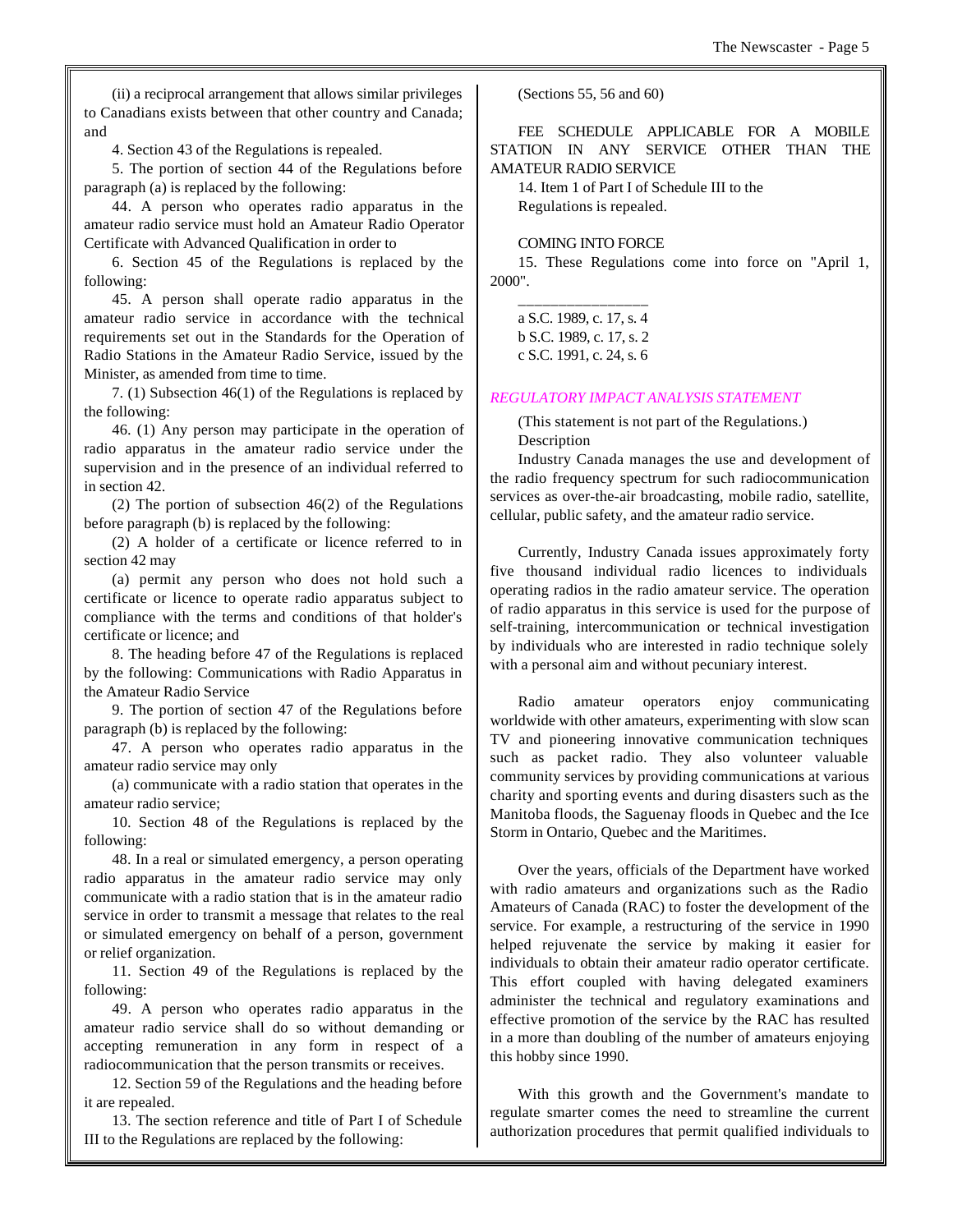(ii) a reciprocal arrangement that allows similar privileges to Canadians exists between that other country and Canada; and

4. Section 43 of the Regulations is repealed.

5. The portion of section 44 of the Regulations before paragraph (a) is replaced by the following:

44. A person who operates radio apparatus in the amateur radio service must hold an Amateur Radio Operator Certificate with Advanced Qualification in order to

6. Section 45 of the Regulations is replaced by the following:

45. A person shall operate radio apparatus in the amateur radio service in accordance with the technical requirements set out in the Standards for the Operation of Radio Stations in the Amateur Radio Service, issued by the Minister, as amended from time to time.

7. (1) Subsection 46(1) of the Regulations is replaced by the following:

46. (1) Any person may participate in the operation of radio apparatus in the amateur radio service under the supervision and in the presence of an individual referred to in section 42.

(2) The portion of subsection 46(2) of the Regulations before paragraph (b) is replaced by the following:

(2) A holder of a certificate or licence referred to in section 42 may

(a) permit any person who does not hold such a certificate or licence to operate radio apparatus subject to compliance with the terms and conditions of that holder's certificate or licence; and

8. The heading before 47 of the Regulations is replaced by the following: Communications with Radio Apparatus in the Amateur Radio Service

9. The portion of section 47 of the Regulations before paragraph (b) is replaced by the following:

47. A person who operates radio apparatus in the amateur radio service may only

(a) communicate with a radio station that operates in the amateur radio service;

10. Section 48 of the Regulations is replaced by the following:

48. In a real or simulated emergency, a person operating radio apparatus in the amateur radio service may only communicate with a radio station that is in the amateur radio service in order to transmit a message that relates to the real or simulated emergency on behalf of a person, government or relief organization.

11. Section 49 of the Regulations is replaced by the following:

49. A person who operates radio apparatus in the amateur radio service shall do so without demanding or accepting remuneration in any form in respect of a radiocommunication that the person transmits or receives.

12. Section 59 of the Regulations and the heading before it are repealed.

13. The section reference and title of Part I of Schedule III to the Regulations are replaced by the following:

(Sections 55, 56 and 60)

FEE SCHEDULE APPLICABLE FOR A MOBILE STATION IN ANY SERVICE OTHER THAN THE AMATEUR RADIO SERVICE

14. Item 1 of Part I of Schedule III to the Regulations is repealed.

COMING INTO FORCE

15. These Regulations come into force on "April 1, 2000".

_________________

a S.C. 1989, c. 17, s. 4
b S.C. 1989, c. 17, s. 2
c S.C. 1991, c. 24, s. 6

*REGULATORY IMPACT ANALYSIS STATEMENT*

(This statement is not part of the Regulations.)

Description

Industry Canada manages the use and development of the radio frequency spectrum for such radiocommunication services as over-the-air broadcasting, mobile radio, satellite, cellular, public safety, and the amateur radio service.

Currently, Industry Canada issues approximately forty five thousand individual radio licences to individuals operating radios in the radio amateur service. The operation of radio apparatus in this service is used for the purpose of self-training, intercommunication or technical investigation by individuals who are interested in radio technique solely with a personal aim and without pecuniary interest.

Radio amateur operators enjoy communicating worldwide with other amateurs, experimenting with slow scan TV and pioneering innovative communication techniques such as packet radio. They also volunteer valuable community services by providing communications at various charity and sporting events and during disasters such as the Manitoba floods, the Saguenay floods in Quebec and the Ice Storm in Ontario, Quebec and the Maritimes.

Over the years, officials of the Department have worked with radio amateurs and organizations such as the Radio Amateurs of Canada (RAC) to foster the development of the service. For example, a restructuring of the service in 1990 helped rejuvenate the service by making it easier for individuals to obtain their amateur radio operator certificate. This effort coupled with having delegated examiners administer the technical and regulatory examinations and effective promotion of the service by the RAC has resulted in a more than doubling of the number of amateurs enjoying this hobby since 1990.

With this growth and the Government's mandate to regulate smarter comes the need to streamline the current authorization procedures that permit qualified individuals to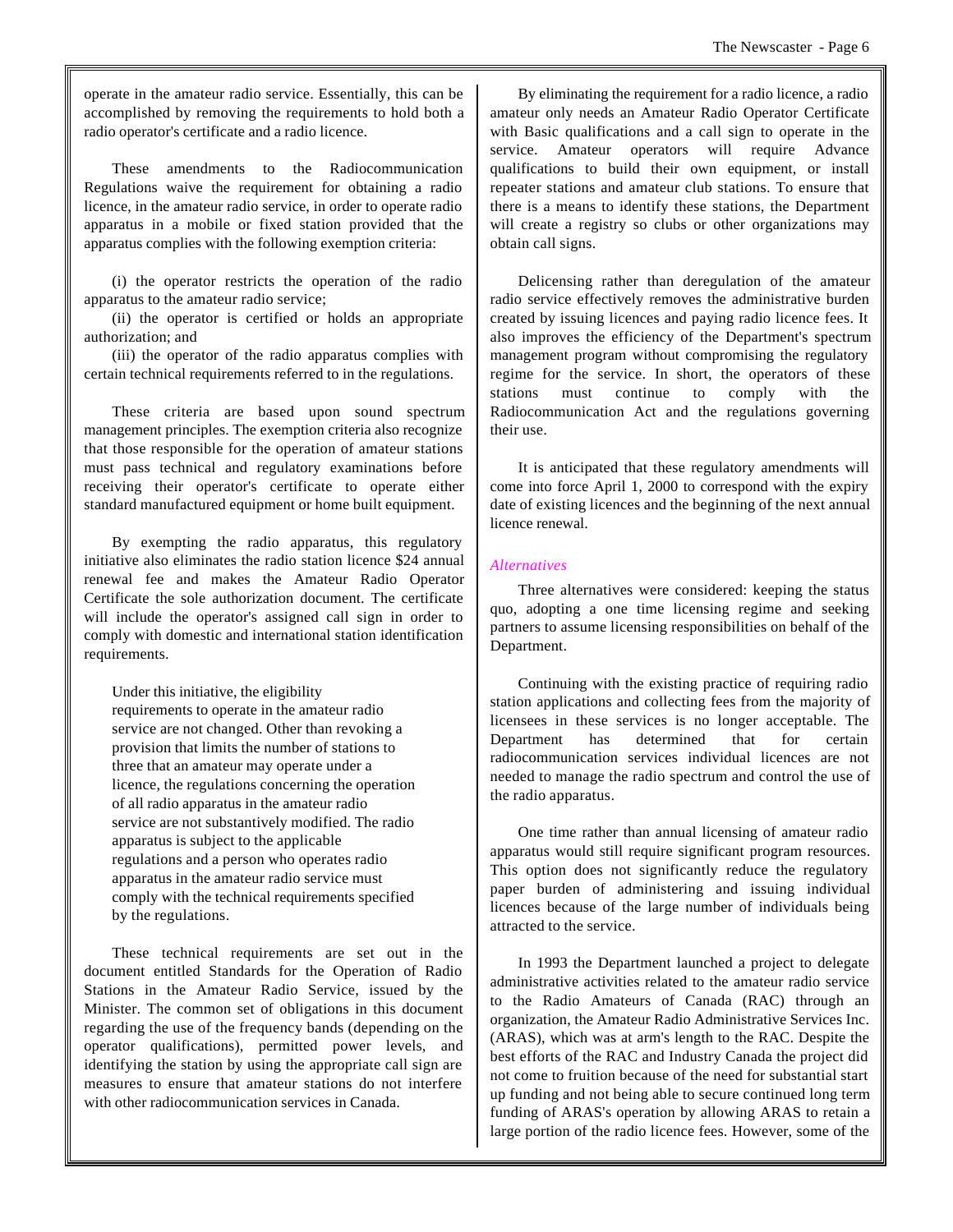operate in the amateur radio service. Essentially, this can be accomplished by removing the requirements to hold both a radio operator's certificate and a radio licence.

These amendments to the Radiocommunication Regulations waive the requirement for obtaining a radio licence, in the amateur radio service, in order to operate radio apparatus in a mobile or fixed station provided that the apparatus complies with the following exemption criteria:

(i) the operator restricts the operation of the radio apparatus to the amateur radio service;

(ii) the operator is certified or holds an appropriate authorization; and

(iii) the operator of the radio apparatus complies with certain technical requirements referred to in the regulations.

These criteria are based upon sound spectrum management principles. The exemption criteria also recognize that those responsible for the operation of amateur stations must pass technical and regulatory examinations before receiving their operator's certificate to operate either standard manufactured equipment or home built equipment.

By exempting the radio apparatus, this regulatory initiative also eliminates the radio station licence $24 annual renewal fee and makes the Amateur Radio Operator Certificate the sole authorization document. The certificate will include the operator's assigned call sign in order to comply with domestic and international station identification requirements.

Under this initiative, the eligibility requirements to operate in the amateur radio service are not changed. Other than revoking a provision that limits the number of stations to three that an amateur may operate under a licence, the regulations concerning the operation of all radio apparatus in the amateur radio service are not substantively modified. The radio apparatus is subject to the applicable regulations and a person who operates radio apparatus in the amateur radio service must comply with the technical requirements specified by the regulations.

These technical requirements are set out in the document entitled Standards for the Operation of Radio Stations in the Amateur Radio Service, issued by the Minister. The common set of obligations in this document regarding the use of the frequency bands (depending on the operator qualifications), permitted power levels, and identifying the station by using the appropriate call sign are measures to ensure that amateur stations do not interfere with other radiocommunication services in Canada.

By eliminating the requirement for a radio licence, a radio amateur only needs an Amateur Radio Operator Certificate with Basic qualifications and a call sign to operate in the service. Amateur operators will require Advance qualifications to build their own equipment, or install repeater stations and amateur club stations. To ensure that there is a means to identify these stations, the Department will create a registry so clubs or other organizations may obtain call signs.

Delicensing rather than deregulation of the amateur radio service effectively removes the administrative burden created by issuing licences and paying radio licence fees. It also improves the efficiency of the Department's spectrum management program without compromising the regulatory regime for the service. In short, the operators of these stations must continue to comply with the Radiocommunication Act and the regulations governing their use.

It is anticipated that these regulatory amendments will come into force April 1, 2000 to correspond with the expiry date of existing licences and the beginning of the next annual licence renewal.

*Alternatives*

Three alternatives were considered: keeping the status quo, adopting a one time licensing regime and seeking partners to assume licensing responsibilities on behalf of the Department.

Continuing with the existing practice of requiring radio station applications and collecting fees from the majority of licensees in these services is no longer acceptable. The Department has determined that for certain radiocommunication services individual licences are not needed to manage the radio spectrum and control the use of the radio apparatus.

One time rather than annual licensing of amateur radio apparatus would still require significant program resources. This option does not significantly reduce the regulatory paper burden of administering and issuing individual licences because of the large number of individuals being attracted to the service.

In 1993 the Department launched a project to delegate administrative activities related to the amateur radio service to the Radio Amateurs of Canada (RAC) through an organization, the Amateur Radio Administrative Services Inc. (ARAS), which was at arm's length to the RAC. Despite the best efforts of the RAC and Industry Canada the project did not come to fruition because of the need for substantial start up funding and not being able to secure continued long term funding of ARAS's operation by allowing ARAS to retain a large portion of the radio licence fees. However, some of the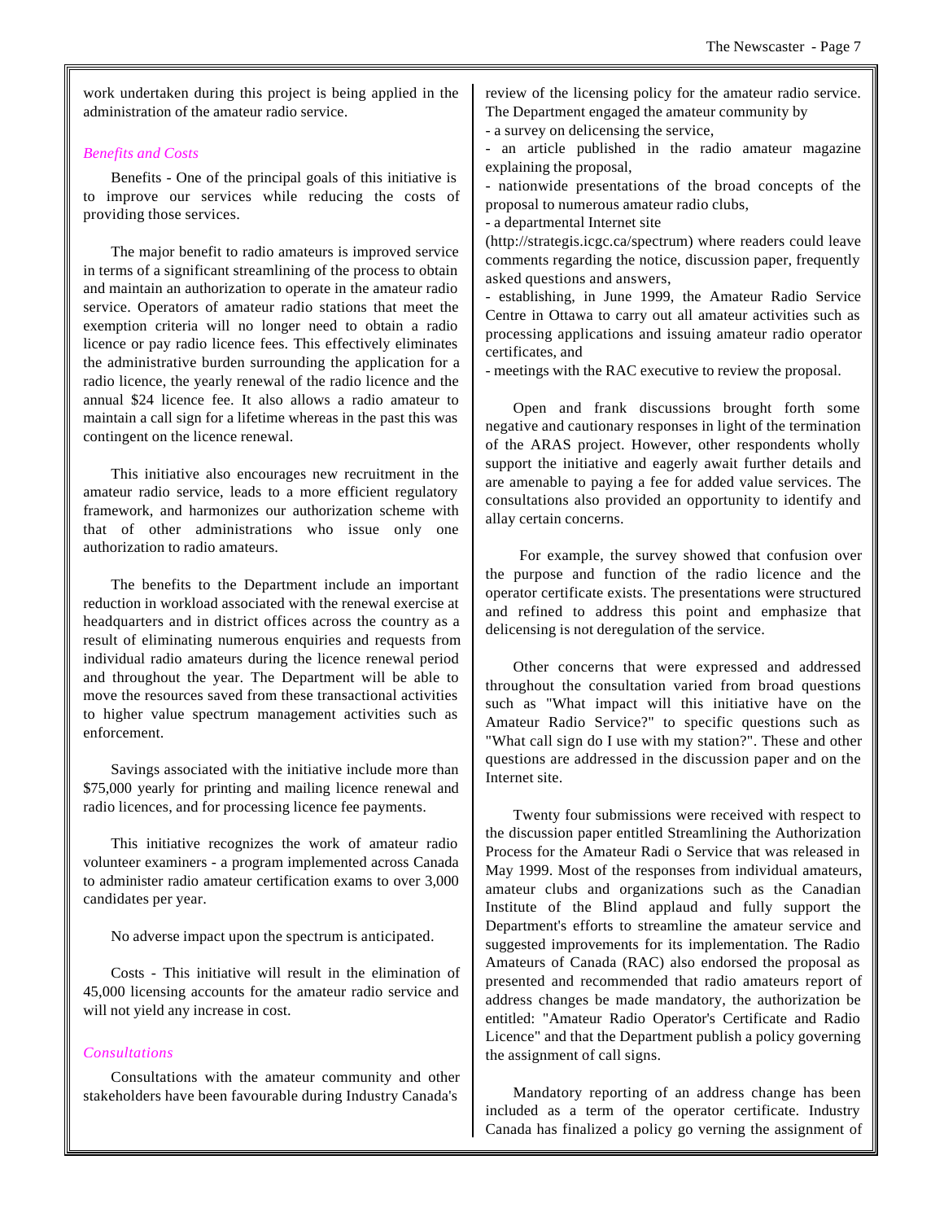work undertaken during this project is being applied in the administration of the amateur radio service.

*Benefits and Costs*

Benefits - One of the principal goals of this initiative is to improve our services while reducing the costs of providing those services.

The major benefit to radio amateurs is improved service in terms of a significant streamlining of the process to obtain and maintain an authorization to operate in the amateur radio service. Operators of amateur radio stations that meet the exemption criteria will no longer need to obtain a radio licence or pay radio licence fees. This effectively eliminates the administrative burden surrounding the application for a radio licence, the yearly renewal of the radio licence and the annual $24 licence fee. It also allows a radio amateur to maintain a call sign for a lifetime whereas in the past this was contingent on the licence renewal.

This initiative also encourages new recruitment in the amateur radio service, leads to a more efficient regulatory framework, and harmonizes our authorization scheme with that of other administrations who issue only one authorization to radio amateurs.

The benefits to the Department include an important reduction in workload associated with the renewal exercise at headquarters and in district offices across the country as a result of eliminating numerous enquiries and requests from individual radio amateurs during the licence renewal period and throughout the year. The Department will be able to move the resources saved from these transactional activities to higher value spectrum management activities such as enforcement.

Savings associated with the initiative include more than $75,000 yearly for printing and mailing licence renewal and radio licences, and for processing licence fee payments.

This initiative recognizes the work of amateur radio volunteer examiners - a program implemented across Canada to administer radio amateur certification exams to over 3,000 candidates per year.

No adverse impact upon the spectrum is anticipated.

Costs - This initiative will result in the elimination of 45,000 licensing accounts for the amateur radio service and will not yield any increase in cost.

*Consultations*

Consultations with the amateur community and other stakeholders have been favourable during Industry Canada's review of the licensing policy for the amateur radio service. The Department engaged the amateur community by

- a survey on delicensing the service,
- an article published in the radio amateur magazine explaining the proposal,
- nationwide presentations of the broad concepts of the proposal to numerous amateur radio clubs,
- a departmental Internet site (http://strategis.icgc.ca/spectrum) where readers could leave comments regarding the notice, discussion paper, frequently asked questions and answers,
- establishing, in June 1999, the Amateur Radio Service Centre in Ottawa to carry out all amateur activities such as processing applications and issuing amateur radio operator certificates, and
- meetings with the RAC executive to review the proposal.

Open and frank discussions brought forth some negative and cautionary responses in light of the termination of the ARAS project. However, other respondents wholly support the initiative and eagerly await further details and are amenable to paying a fee for added value services. The consultations also provided an opportunity to identify and allay certain concerns.

For example, the survey showed that confusion over the purpose and function of the radio licence and the operator certificate exists. The presentations were structured and refined to address this point and emphasize that delicensing is not deregulation of the service.

Other concerns that were expressed and addressed throughout the consultation varied from broad questions such as "What impact will this initiative have on the Amateur Radio Service?" to specific questions such as "What call sign do I use with my station?". These and other questions are addressed in the discussion paper and on the Internet site.

Twenty four submissions were received with respect to the discussion paper entitled Streamlining the Authorization Process for the Amateur Radi o Service that was released in May 1999. Most of the responses from individual amateurs, amateur clubs and organizations such as the Canadian Institute of the Blind applaud and fully support the Department's efforts to streamline the amateur service and suggested improvements for its implementation. The Radio Amateurs of Canada (RAC) also endorsed the proposal as presented and recommended that radio amateurs report of address changes be made mandatory, the authorization be entitled: "Amateur Radio Operator's Certificate and Radio Licence" and that the Department publish a policy governing the assignment of call signs.

Mandatory reporting of an address change has been included as a term of the operator certificate. Industry Canada has finalized a policy go verning the assignment of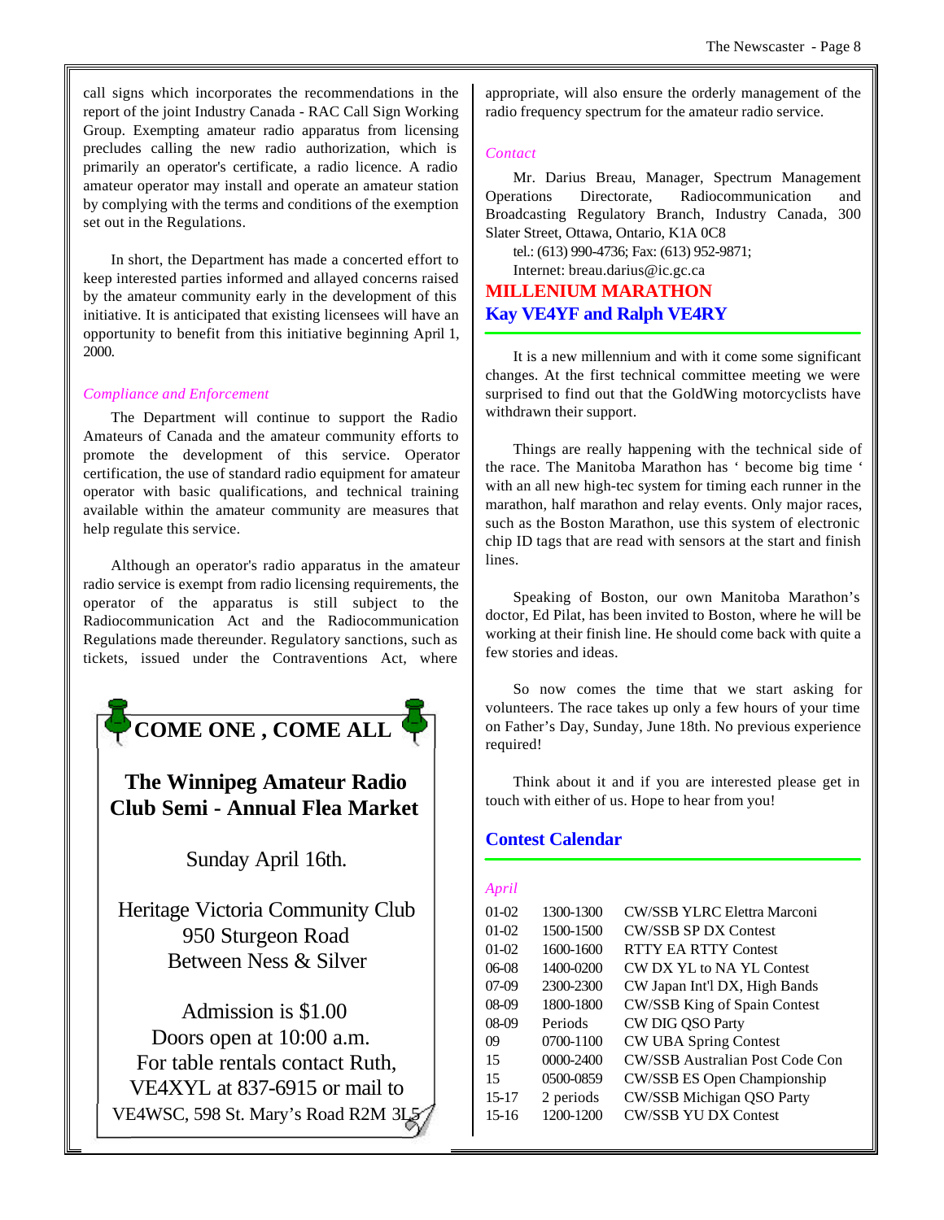call signs which incorporates the recommendations in the report of the joint Industry Canada - RAC Call Sign Working Group. Exempting amateur radio apparatus from licensing precludes calling the new radio authorization, which is primarily an operator's certificate, a radio licence. A radio amateur operator may install and operate an amateur station by complying with the terms and conditions of the exemption set out in the Regulations.

In short, the Department has made a concerted effort to keep interested parties informed and allayed concerns raised by the amateur community early in the development of this initiative. It is anticipated that existing licensees will have an opportunity to benefit from this initiative beginning April 1, 2000.

*Compliance and Enforcement*

The Department will continue to support the Radio Amateurs of Canada and the amateur community efforts to promote the development of this service. Operator certification, the use of standard radio equipment for amateur operator with basic qualifications, and technical training available within the amateur community are measures that help regulate this service.

Although an operator's radio apparatus in the amateur radio service is exempt from radio licensing requirements, the operator of the apparatus is still subject to the Radiocommunication Act and the Radiocommunication Regulations made thereunder. Regulatory sanctions, such as tickets, issued under the Contraventions Act, where appropriate, will also ensure the orderly management of the radio frequency spectrum for the amateur radio service.

*Contact*

Mr. Darius Breau, Manager, Spectrum Management Operations Directorate, Radiocommunication and Broadcasting Regulatory Branch, Industry Canada, 300 Slater Street, Ottawa, Ontario, K1A 0C8

tel.: (613) 990-4736; Fax: (613) 952-9871;

Internet: breau.darius@ic.gc.ca

**COME ONE , COME ALL**

**The Winnipeg Amateur Radio Club Semi - Annual Flea Market**

Sunday April 16th.

Heritage Victoria Community Club
950 Sturgeon Road
Between Ness & Silver

Admission is $1.00
Doors open at 10:00 a.m.
For table rentals contact Ruth, VE4XYL at 837-6915 or mail to VE4WSC, 598 St. Mary's Road R2M 3L5

## MILLENIUM MARATHON

### Kay VE4YF and Ralph VE4RY

It is a new millennium and with it come some significant changes. At the first technical committee meeting we were surprised to find out that the GoldWing motorcyclists have withdrawn their support.

Things are really happening with the technical side of the race. The Manitoba Marathon has ' become big time ' with an all new high-tec system for timing each runner in the marathon, half marathon and relay events. Only major races, such as the Boston Marathon, use this system of electronic chip ID tags that are read with sensors at the start and finish lines.

Speaking of Boston, our own Manitoba Marathon's doctor, Ed Pilat, has been invited to Boston, where he will be working at their finish line. He should come back with quite a few stories and ideas.

So now comes the time that we start asking for volunteers. The race takes up only a few hours of your time on Father's Day, Sunday, June 18th. No previous experience required!

Think about it and if you are interested please get in touch with either of us. Hope to hear from you!

## Contest Calendar

*April*

| | | |
|---|---|---|
| 01-02 | 1300-1300 | CW/SSB YLRC Elettra Marconi |
| 01-02 | 1500-1500 | CW/SSB SP DX Contest |
| 01-02 | 1600-1600 | RTTY EA RTTY Contest |
| 06-08 | 1400-0200 | CW DX YL to NA YL Contest |
| 07-09 | 2300-2300 | CW Japan Int'l DX, High Bands |
| 08-09 | 1800-1800 | CW/SSB King of Spain Contest |
| 08-09 | Periods | CW DIG QSO Party |
| 09 | 0700-1100 | CW UBA Spring Contest |
| 15 | 0000-2400 | CW/SSB Australian Post Code Con |
| 15 | 0500-0859 | CW/SSB ES Open Championship |
| 15-17 | 2 periods | CW/SSB Michigan QSO Party |
| 15-16 | 1200-1200 | CW/SSB YU DX Contest |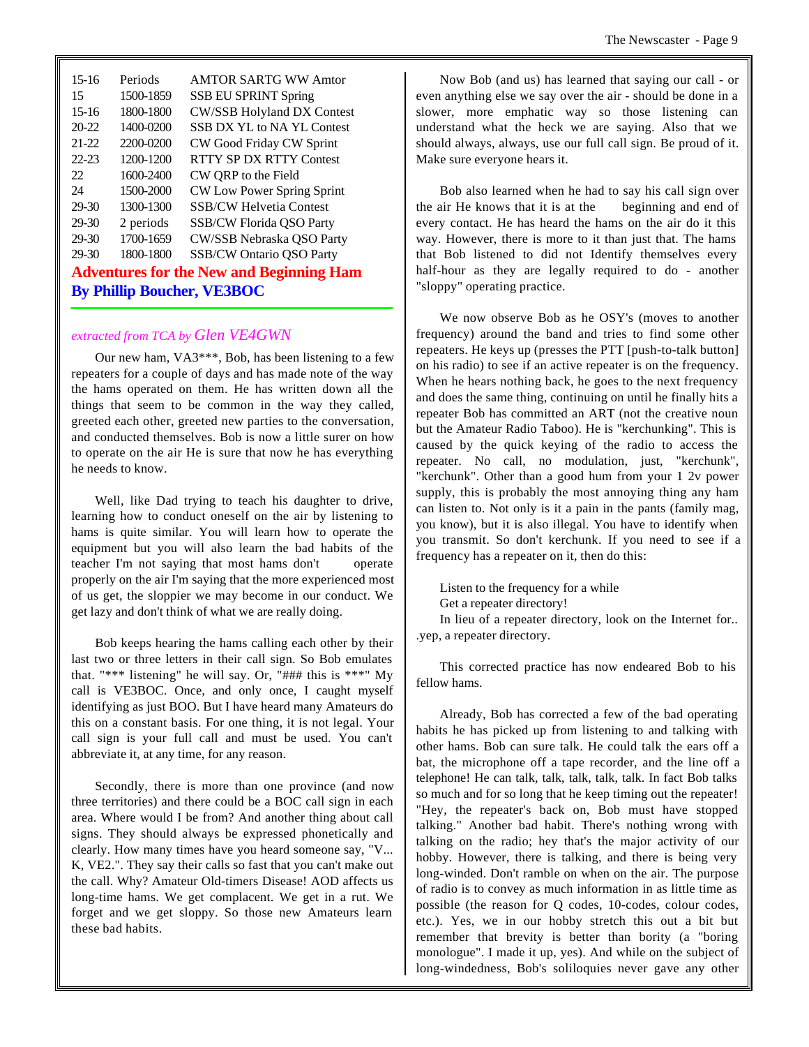| | | |
|---|---|---|
| 15-16 | Periods | AMTOR SARTG WW Amtor |
| 15 | 1500-1859 | SSB EU SPRINT Spring |
| 15-16 | 1800-1800 | CW/SSB Holyland DX Contest |
| 20-22 | 1400-0200 | SSB DX YL to NA YL Contest |
| 21-22 | 2200-0200 | CW Good Friday CW Sprint |
| 22-23 | 1200-1200 | RTTY SP DX RTTY Contest |
| 22 | 1600-2400 | CW QRP to the Field |
| 24 | 1500-2000 | CW Low Power Spring Sprint |
| 29-30 | 1300-1300 | SSB/CW Helvetia Contest |
| 29-30 | 2 periods | SSB/CW Florida QSO Party |
| 29-30 | 1700-1659 | CW/SSB Nebraska QSO Party |
| 29-30 | 1800-1800 | SSB/CW Ontario QSO Party |

## Adventures for the New and Beginning Ham
## By Phillip Boucher, VE3BOC

*extracted from TCA by Glen VE4GWN*

Our new ham, VA3***, Bob, has been listening to a few repeaters for a couple of days and has made note of the way the hams operated on them. He has written down all the things that seem to be common in the way they called, greeted each other, greeted new parties to the conversation, and conducted themselves. Bob is now a little surer on how to operate on the air He is sure that now he has everything he needs to know.

Well, like Dad trying to teach his daughter to drive, learning how to conduct oneself on the air by listening to hams is quite similar. You will learn how to operate the equipment but you will also learn the bad habits of the teacher I'm not saying that most hams don't operate properly on the air I'm saying that the more experienced most of us get, the sloppier we may become in our conduct. We get lazy and don't think of what we are really doing.

Bob keeps hearing the hams calling each other by their last two or three letters in their call sign. So Bob emulates that. "*** listening" he will say. Or, "### this is ***" My call is VE3BOC. Once, and only once, I caught myself identifying as just BOO. But I have heard many Amateurs do this on a constant basis. For one thing, it is not legal. Your call sign is your full call and must be used. You can't abbreviate it, at any time, for any reason.

Secondly, there is more than one province (and now three territories) and there could be a BOC call sign in each area. Where would I be from? And another thing about call signs. They should always be expressed phonetically and clearly. How many times have you heard someone say, "V... K, VE2.". They say their calls so fast that you can't make out the call. Why? Amateur Old-timers Disease! AOD affects us long-time hams. We get complacent. We get in a rut. We forget and we get sloppy. So those new Amateurs learn these bad habits.

Now Bob (and us) has learned that saying our call - or even anything else we say over the air - should be done in a slower, more emphatic way so those listening can understand what the heck we are saying. Also that we should always, always, use our full call sign. Be proud of it. Make sure everyone hears it.

Bob also learned when he had to say his call sign over the air He knows that it is at the beginning and end of every contact. He has heard the hams on the air do it this way. However, there is more to it than just that. The hams that Bob listened to did not Identify themselves every half-hour as they are legally required to do - another "sloppy" operating practice.

We now observe Bob as he OSY's (moves to another frequency) around the band and tries to find some other repeaters. He keys up (presses the PTT [push-to-talk button] on his radio) to see if an active repeater is on the frequency. When he hears nothing back, he goes to the next frequency and does the same thing, continuing on until he finally hits a repeater Bob has committed an ART (not the creative noun but the Amateur Radio Taboo). He is "kerchunking". This is caused by the quick keying of the radio to access the repeater. No call, no modulation, just, "kerchunk", "kerchunk". Other than a good hum from your 1 2v power supply, this is probably the most annoying thing any ham can listen to. Not only is it a pain in the pants (family mag, you know), but it is also illegal. You have to identify when you transmit. So don't kerchunk. If you need to see if a frequency has a repeater on it, then do this:

Listen to the frequency for a while
Get a repeater directory!
In lieu of a repeater directory, look on the Internet for.. .yep, a repeater directory.

This corrected practice has now endeared Bob to his fellow hams.

Already, Bob has corrected a few of the bad operating habits he has picked up from listening to and talking with other hams. Bob can sure talk. He could talk the ears off a bat, the microphone off a tape recorder, and the line off a telephone! He can talk, talk, talk, talk, talk. In fact Bob talks so much and for so long that he keep timing out the repeater! "Hey, the repeater's back on, Bob must have stopped talking." Another bad habit. There's nothing wrong with talking on the radio; hey that's the major activity of our hobby. However, there is talking, and there is being very long-winded. Don't ramble on when on the air. The purpose of radio is to convey as much information in as little time as possible (the reason for Q codes, 10-codes, colour codes, etc.). Yes, we in our hobby stretch this out a bit but remember that brevity is better than bority (a "boring monologue". I made it up, yes). And while on the subject of long-windedness, Bob's soliloquies never gave any other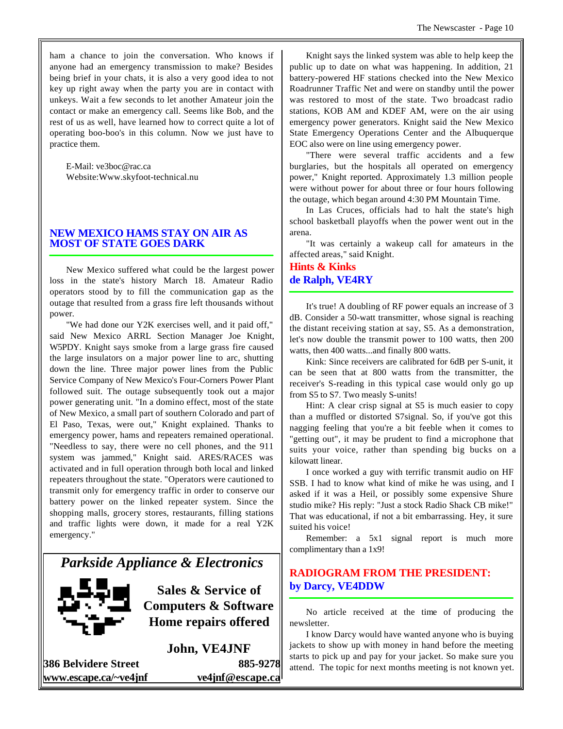ham a chance to join the conversation. Who knows if anyone had an emergency transmission to make? Besides being brief in your chats, it is also a very good idea to not key up right away when the party you are in contact with unkeys. Wait a few seconds to let another Amateur join the contact or make an emergency call. Seems like Bob, and the rest of us as well, have learned how to correct quite a lot of operating boo-boo's in this column. Now we just have to practice them.

E-Mail: ve3boc@rac.ca
Website:Www.skyfoot-technical.nu

## NEW MEXICO HAMS STAY ON AIR AS MOST OF STATE GOES DARK

New Mexico suffered what could be the largest power loss in the state's history March 18. Amateur Radio operators stood by to fill the communication gap as the outage that resulted from a grass fire left thousands without power.

"We had done our Y2K exercises well, and it paid off," said New Mexico ARRL Section Manager Joe Knight, W5PDY. Knight says smoke from a large grass fire caused the large insulators on a major power line to arc, shutting down the line. Three major power lines from the Public Service Company of New Mexico's Four-Corners Power Plant followed suit. The outage subsequently took out a major power generating unit. "In a domino effect, most of the state of New Mexico, a small part of southern Colorado and part of El Paso, Texas, were out," Knight explained. Thanks to emergency power, hams and repeaters remained operational. "Needless to say, there were no cell phones, and the 911 system was jammed," Knight said. ARES/RACES was activated and in full operation through both local and linked repeaters throughout the state. "Operators were cautioned to transmit only for emergency traffic in order to conserve our battery power on the linked repeater system. Since the shopping malls, grocery stores, restaurants, filling stations and traffic lights were down, it made for a real Y2K emergency."

**Parkside Appliance & Electronics**

**Sales & Service of Computers & Software**
**Home repairs offered**

**John, VE4JNF**

**386 Belvidere Street** **885-9278**
**www.escape.ca/~ve4jnf** **ve4jnf@escape.ca**

Knight says the linked system was able to help keep the public up to date on what was happening. In addition, 21 battery-powered HF stations checked into the New Mexico Roadrunner Traffic Net and were on standby until the power was restored to most of the state. Two broadcast radio stations, KOB AM and KDEF AM, were on the air using emergency power generators. Knight said the New Mexico State Emergency Operations Center and the Albuquerque EOC also were on line using emergency power.

"There were several traffic accidents and a few burglaries, but the hospitals all operated on emergency power," Knight reported. Approximately 1.3 million people were without power for about three or four hours following the outage, which began around 4:30 PM Mountain Time.

In Las Cruces, officials had to halt the state's high school basketball playoffs when the power went out in the arena.

"It was certainly a wakeup call for amateurs in the affected areas," said Knight.

## Hints & Kinks
## de Ralph, VE4RY

It's true! A doubling of RF power equals an increase of 3 dB. Consider a 50-watt transmitter, whose signal is reaching the distant receiving station at say, S5. As a demonstration, let's now double the transmit power to 100 watts, then 200 watts, then 400 watts...and finally 800 watts.

Kink: Since receivers are calibrated for 6dB per S-unit, it can be seen that at 800 watts from the transmitter, the receiver's S-reading in this typical case would only go up from S5 to S7. Two measly S-units!

Hint: A clear crisp signal at S5 is much easier to copy than a muffled or distorted S7signal. So, if you've got this nagging feeling that you're a bit feeble when it comes to "getting out", it may be prudent to find a microphone that suits your voice, rather than spending big bucks on a kilowatt linear.

I once worked a guy with terrific transmit audio on HF SSB. I had to know what kind of mike he was using, and I asked if it was a Heil, or possibly some expensive Shure studio mike? His reply: "Just a stock Radio Shack CB mike!" That was educational, if not a bit embarrassing. Hey, it sure suited his voice!

Remember: a 5x1 signal report is much more complimentary than a 1x9!

## RADIOGRAM FROM THE PRESIDENT:
## by Darcy, VE4DDW

No article received at the time of producing the newsletter.

I know Darcy would have wanted anyone who is buying jackets to show up with money in hand before the meeting starts to pick up and pay for your jacket. So make sure you attend. The topic for next months meeting is not known yet.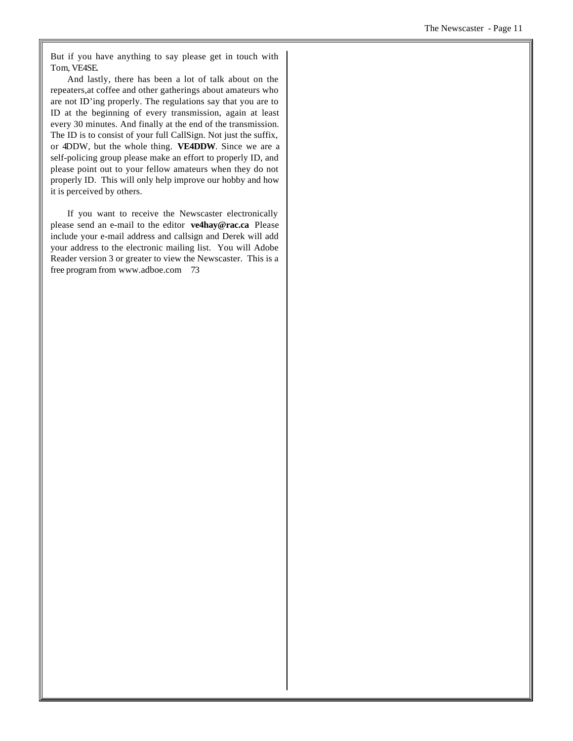But if you have anything to say please get in touch with Tom, VE4SE.

And lastly, there has been a lot of talk about on the repeaters,at coffee and other gatherings about amateurs who are not ID'ing properly. The regulations say that you are to ID at the beginning of every transmission, again at least every 30 minutes. And finally at the end of the transmission. The ID is to consist of your full CallSign. Not just the suffix, or 4DDW, but the whole thing. **VE4DDW**. Since we are a self-policing group please make an effort to properly ID, and please point out to your fellow amateurs when they do not properly ID. This will only help improve our hobby and how it is perceived by others.

If you want to receive the Newscaster electronically please send an e-mail to the editor **ve4hay@rac.ca** Please include your e-mail address and callsign and Derek will add your address to the electronic mailing list. You will Adobe Reader version 3 or greater to view the Newscaster. This is a free program from www.adboe.com 73